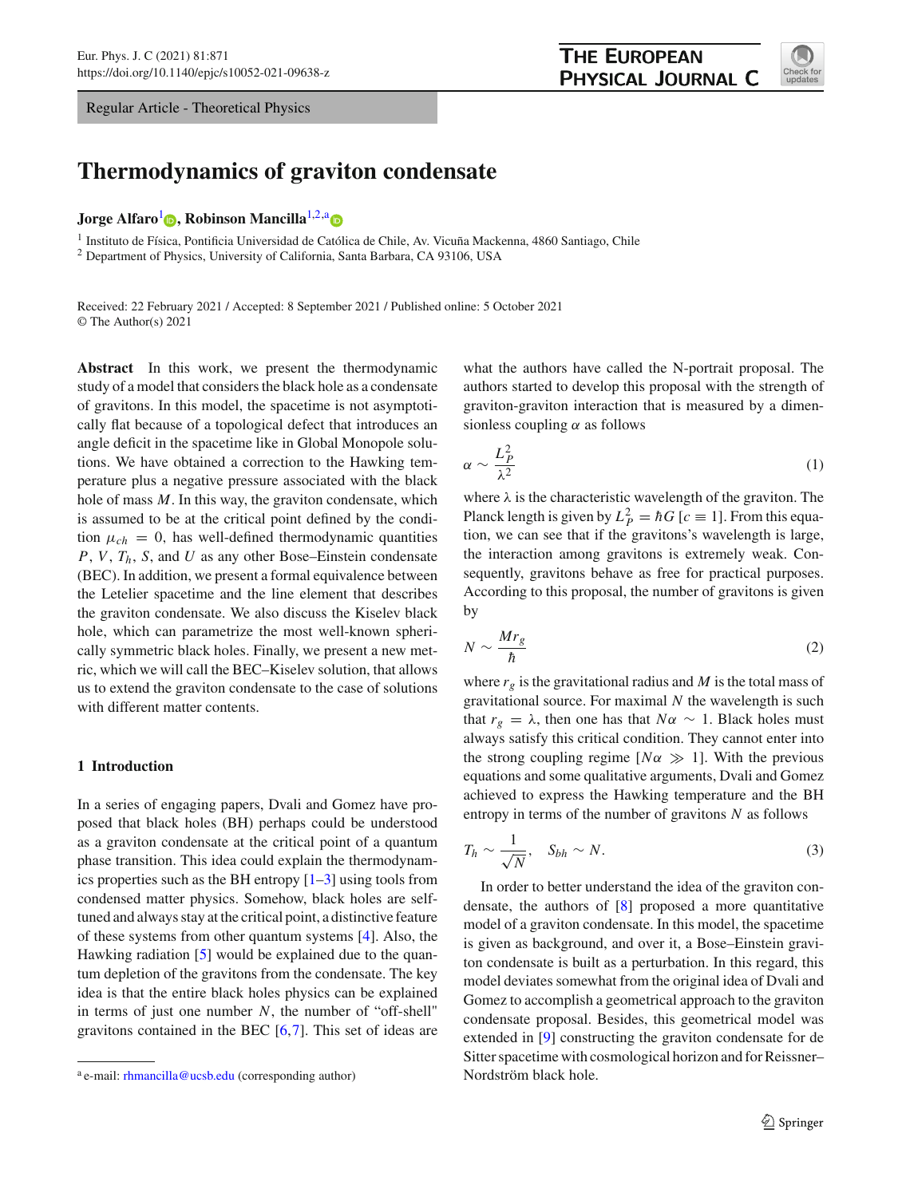Regular Article - Theoretical Physics

# Thermodynamics of graviton condensate

**Jorge Alfaro**[1], **Robinson Mancilla**[1,2,a]

[1] Instituto de Física, Pontificia Universidad de Católica de Chile, Av. Vicuña Mackenna, 4860 Santiago, Chile
[2] Department of Physics, University of California, Santa Barbara, CA 93106, USA

Received: 22 February 2021 / Accepted: 8 September 2021 / Published online: 5 October 2021
© The Author(s) 2021

**Abstract** In this work, we present the thermodynamic study of a model that considers the black hole as a condensate of gravitons. In this model, the spacetime is not asymptotically flat because of a topological defect that introduces an angle deficit in the spacetime like in Global Monopole solutions. We have obtained a correction to the Hawking temperature plus a negative pressure associated with the black hole of mass $M$. In this way, the graviton condensate, which is assumed to be at the critical point defined by the condition $\mu_{ch} = 0$, has well-defined thermodynamic quantities $P$, $V$, $T_h$, $S$, and $U$ as any other Bose–Einstein condensate (BEC). In addition, we present a formal equivalence between the Letelier spacetime and the line element that describes the graviton condensate. We also discuss the Kiselev black hole, which can parametrize the most well-known spherically symmetric black holes. Finally, we present a new metric, which we will call the BEC–Kiselev solution, that allows us to extend the graviton condensate to the case of solutions with different matter contents.

## 1 Introduction

In a series of engaging papers, Dvali and Gomez have proposed that black holes (BH) perhaps could be understood as a graviton condensate at the critical point of a quantum phase transition. This idea could explain the thermodynamics properties such as the BH entropy [1–3] using tools from condensed matter physics. Somehow, black holes are self-tuned and always stay at the critical point, a distinctive feature of these systems from other quantum systems [4]. Also, the Hawking radiation [5] would be explained due to the quantum depletion of the gravitons from the condensate. The key idea is that the entire black holes physics can be explained in terms of just one number $N$, the number of "off-shell" gravitons contained in the BEC [6,7]. This set of ideas are what the authors have called the N-portrait proposal. The authors started to develop this proposal with the strength of graviton-graviton interaction that is measured by a dimensionless coupling $\alpha$ as follows

$$\alpha \sim \frac{L_P^2}{\lambda^2} \tag{1}$$

where $\lambda$ is the characteristic wavelength of the graviton. The Planck length is given by $L_P^2 = \hbar G$ [$c \equiv 1$]. From this equation, we can see that if the gravitons's wavelength is large, the interaction among gravitons is extremely weak. Consequently, gravitons behave as free for practical purposes. According to this proposal, the number of gravitons is given by

$$N \sim \frac{M r_g}{\hbar} \tag{2}$$

where $r_g$ is the gravitational radius and $M$ is the total mass of gravitational source. For maximal $N$ the wavelength is such that $r_g = \lambda$, then one has that $N\alpha \sim 1$. Black holes must always satisfy this critical condition. They cannot enter into the strong coupling regime [$N\alpha \gg 1$]. With the previous equations and some qualitative arguments, Dvali and Gomez achieved to express the Hawking temperature and the BH entropy in terms of the number of gravitons $N$ as follows

$$T_h \sim \frac{1}{\sqrt{N}}, \quad S_{bh} \sim N. \tag{3}$$

In order to better understand the idea of the graviton condensate, the authors of [8] proposed a more quantitative model of a graviton condensate. In this model, the spacetime is given as background, and over it, a Bose–Einstein graviton condensate is built as a perturbation. In this regard, this model deviates somewhat from the original idea of Dvali and Gomez to accomplish a geometrical approach to the graviton condensate proposal. Besides, this geometrical model was extended in [9] constructing the graviton condensate for de Sitter spacetime with cosmological horizon and for Reissner–Nordström black hole.

[a] e-mail: rhmancilla@ucsb.edu (corresponding author)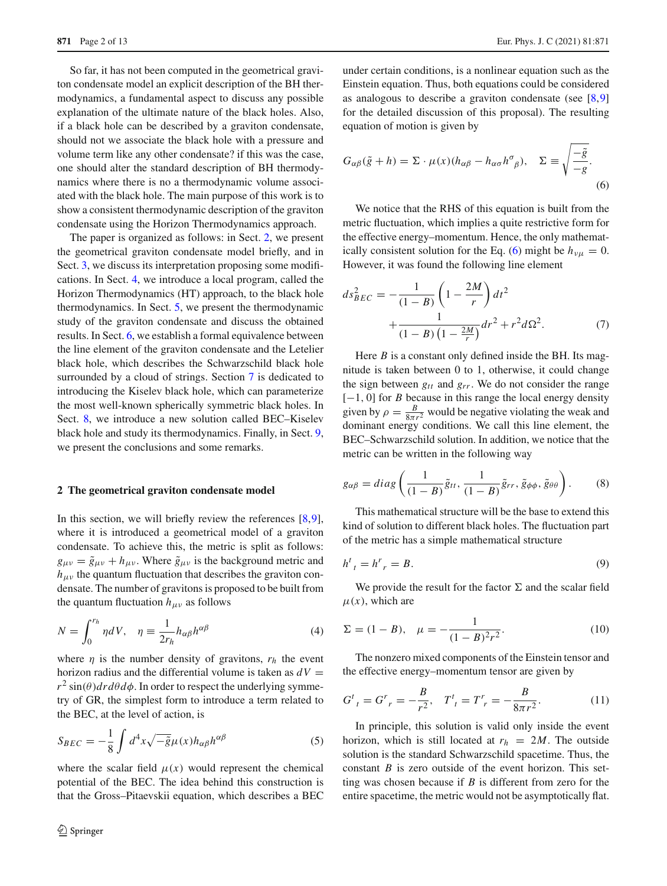So far, it has not been computed in the geometrical graviton condensate model an explicit description of the BH thermodynamics, a fundamental aspect to discuss any possible explanation of the ultimate nature of the black holes. Also, if a black hole can be described by a graviton condensate, should not we associate the black hole with a pressure and volume term like any other condensate? if this was the case, one should alter the standard description of BH thermodynamics where there is no a thermodynamic volume associated with the black hole. The main purpose of this work is to show a consistent thermodynamic description of the graviton condensate using the Horizon Thermodynamics approach.

The paper is organized as follows: in Sect. 2, we present the geometrical graviton condensate model briefly, and in Sect. 3, we discuss its interpretation proposing some modifications. In Sect. 4, we introduce a local program, called the Horizon Thermodynamics (HT) approach, to the black hole thermodynamics. In Sect. 5, we present the thermodynamic study of the graviton condensate and discuss the obtained results. In Sect. 6, we establish a formal equivalence between the line element of the graviton condensate and the Letelier black hole, which describes the Schwarzschild black hole surrounded by a cloud of strings. Section 7 is dedicated to introducing the Kiselev black hole, which can parameterize the most well-known spherically symmetric black holes. In Sect. 8, we introduce a new solution called BEC–Kiselev black hole and study its thermodynamics. Finally, in Sect. 9, we present the conclusions and some remarks.

## 2 The geometrical graviton condensate model

In this section, we will briefly review the references [8,9], where it is introduced a geometrical model of a graviton condensate. To achieve this, the metric is split as follows: $g_{\mu\nu} = \tilde{g}_{\mu\nu} + h_{\mu\nu}$. Where $\tilde{g}_{\mu\nu}$ is the background metric and $h_{\mu\nu}$ the quantum fluctuation that describes the graviton condensate. The number of gravitons is proposed to be built from the quantum fluctuation $h_{\mu\nu}$ as follows

$$N = \int_0^{r_h} \eta dV, \quad \eta \equiv \frac{1}{2r_h} h_{\alpha\beta} h^{\alpha\beta} \tag{4}$$

where $\eta$ is the number density of gravitons, $r_h$ the event horizon radius and the differential volume is taken as $dV = r^2 \sin(\theta) dr d\theta d\phi$. In order to respect the underlying symmetry of GR, the simplest form to introduce a term related to the BEC, at the level of action, is

$$S_{BEC} = -\frac{1}{8} \int d^4x \sqrt{-\tilde{g}} \mu(x) h_{\alpha\beta} h^{\alpha\beta} \tag{5}$$

where the scalar field $\mu(x)$ would represent the chemical potential of the BEC. The idea behind this construction is that the Gross–Pitaevskii equation, which describes a BEC under certain conditions, is a nonlinear equation such as the Einstein equation. Thus, both equations could be considered as analogous to describe a graviton condensate (see [8,9] for the detailed discussion of this proposal). The resulting equation of motion is given by

$$G_{\alpha\beta}(\tilde{g} + h) = \Sigma \cdot \mu(x)(h_{\alpha\beta} - h_{\alpha\sigma} h^{\sigma}{}_{\beta}), \quad \Sigma \equiv \sqrt{\frac{-\tilde{g}}{-g}}. \tag{6}$$

We notice that the RHS of this equation is built from the metric fluctuation, which implies a quite restrictive form for the effective energy–momentum. Hence, the only mathematically consistent solution for the Eq. (6) might be $h_{\nu\mu} = 0$. However, it was found the following line element

$$ds^2_{BEC} = -\frac{1}{(1-B)} \left(1 - \frac{2M}{r}\right) dt^2 + \frac{1}{(1-B)\left(1 - \frac{2M}{r}\right)} dr^2 + r^2 d\Omega^2. \tag{7}$$

Here $B$ is a constant only defined inside the BH. Its magnitude is taken between 0 to 1, otherwise, it could change the sign between $g_{tt}$ and $g_{rr}$. We do not consider the range $[-1, 0]$ for $B$ because in this range the local energy density given by $\rho = \frac{B}{8\pi r^2}$ would be negative violating the weak and dominant energy conditions. We call this line element, the BEC–Schwarzschild solution. In addition, we notice that the metric can be written in the following way

$$g_{\alpha\beta} = diag\left(\frac{1}{(1-B)}\tilde{g}_{tt}, \frac{1}{(1-B)}\tilde{g}_{rr}, \tilde{g}_{\phi\phi}, \tilde{g}_{\theta\theta}\right). \tag{8}$$

This mathematical structure will be the base to extend this kind of solution to different black holes. The fluctuation part of the metric has a simple mathematical structure

$$h^t{}_t = h^r{}_r = B. \tag{9}$$

We provide the result for the factor $\Sigma$ and the scalar field $\mu(x)$, which are

$$\Sigma = (1-B), \quad \mu = -\frac{1}{(1-B)^2 r^2}. \tag{10}$$

The nonzero mixed components of the Einstein tensor and the effective energy–momentum tensor are given by

$$G^t{}_t = G^r{}_r = -\frac{B}{r^2}, \quad T^t{}_t = T^r{}_r = -\frac{B}{8\pi r^2}. \tag{11}$$

In principle, this solution is valid only inside the event horizon, which is still located at $r_h = 2M$. The outside solution is the standard Schwarzschild spacetime. Thus, the constant $B$ is zero outside of the event horizon. This setting was chosen because if $B$ is different from zero for the entire spacetime, the metric would not be asymptotically flat.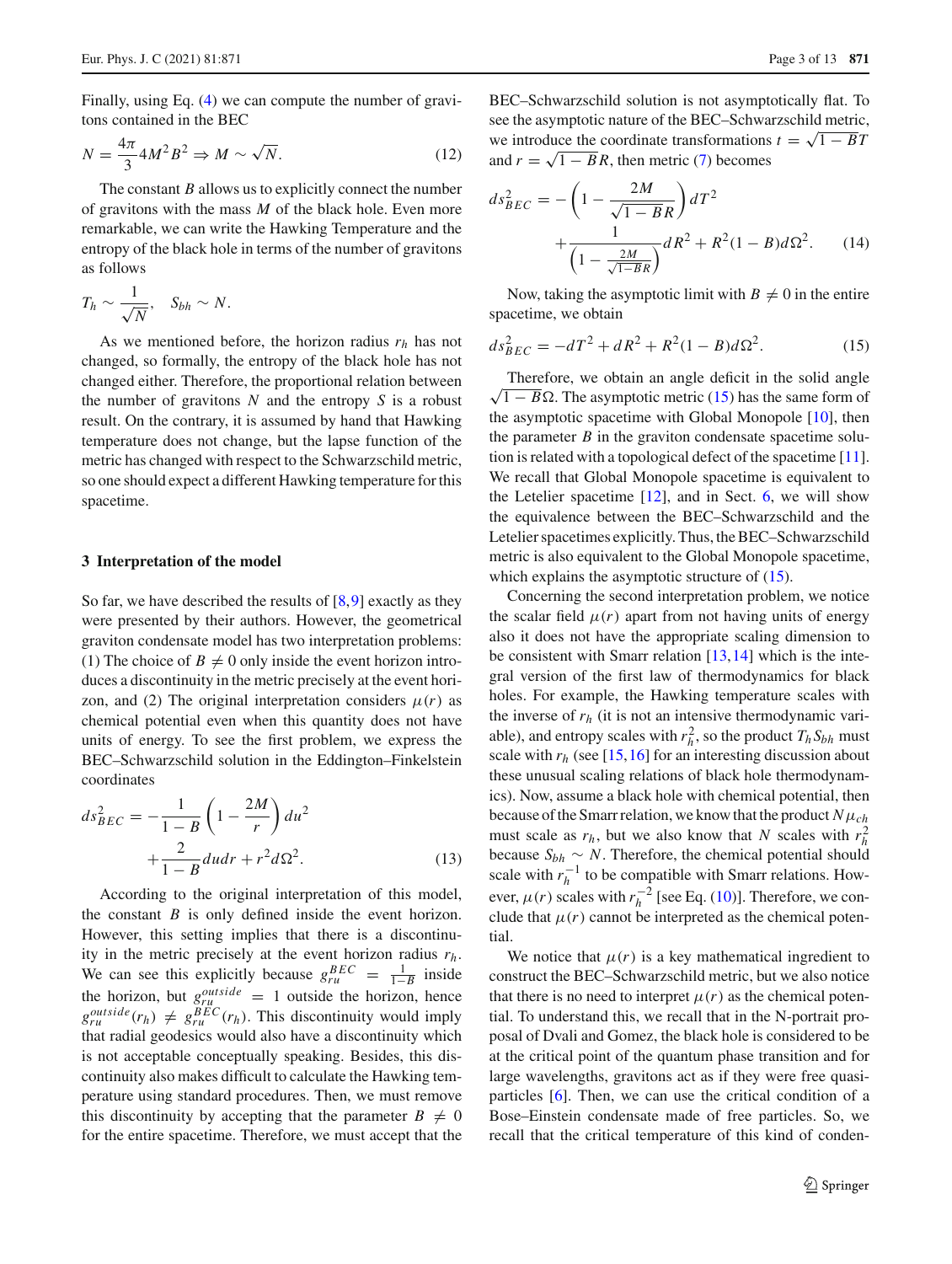Finally, using Eq. (4) we can compute the number of gravitons contained in the BEC

$$N = \frac{4\pi}{3} 4M^2 B^2 \Rightarrow M \sim \sqrt{N}. \tag{12}$$

The constant $B$ allows us to explicitly connect the number of gravitons with the mass $M$ of the black hole. Even more remarkable, we can write the Hawking Temperature and the entropy of the black hole in terms of the number of gravitons as follows

$$T_h \sim \frac{1}{\sqrt{N}}, \quad S_{bh} \sim N.$$

As we mentioned before, the horizon radius $r_h$ has not changed, so formally, the entropy of the black hole has not changed either. Therefore, the proportional relation between the number of gravitons $N$ and the entropy $S$ is a robust result. On the contrary, it is assumed by hand that Hawking temperature does not change, but the lapse function of the metric has changed with respect to the Schwarzschild metric, so one should expect a different Hawking temperature for this spacetime.

## 3 Interpretation of the model

So far, we have described the results of [8,9] exactly as they were presented by their authors. However, the geometrical graviton condensate model has two interpretation problems: (1) The choice of $B \neq 0$ only inside the event horizon introduces a discontinuity in the metric precisely at the event horizon, and (2) The original interpretation considers $\mu(r)$ as chemical potential even when this quantity does not have units of energy. To see the first problem, we express the BEC–Schwarzschild solution in the Eddington–Finkelstein coordinates

$$ds^2_{BEC} = -\frac{1}{1-B}\left(1 - \frac{2M}{r}\right) du^2 + \frac{2}{1-B} du dr + r^2 d\Omega^2. \tag{13}$$

According to the original interpretation of this model, the constant $B$ is only defined inside the event horizon. However, this setting implies that there is a discontinuity in the metric precisely at the event horizon radius $r_h$. We can see this explicitly because $g^{BEC}_{ru} = \frac{1}{1-B}$ inside the horizon, but $g^{outside}_{ru} = 1$ outside the horizon, hence $g^{outside}_{ru}(r_h) \neq g^{BEC}_{ru}(r_h)$. This discontinuity would imply that radial geodesics would also have a discontinuity which is not acceptable conceptually speaking. Besides, this discontinuity also makes difficult to calculate the Hawking temperature using standard procedures. Then, we must remove this discontinuity by accepting that the parameter $B \neq 0$ for the entire spacetime. Therefore, we must accept that the BEC–Schwarzschild solution is not asymptotically flat. To see the asymptotic nature of the BEC–Schwarzschild metric, we introduce the coordinate transformations $t = \sqrt{1-B}T$ and $r = \sqrt{1-B}R$, then metric (7) becomes

$$ds^2_{BEC} = -\left(1 - \frac{2M}{\sqrt{1-B}R}\right) dT^2 + \frac{1}{\left(1 - \frac{2M}{\sqrt{1-B}R}\right)} dR^2 + R^2(1-B) d\Omega^2. \tag{14}$$

Now, taking the asymptotic limit with $B \neq 0$ in the entire spacetime, we obtain

$$ds^2_{BEC} = -dT^2 + dR^2 + R^2(1-B) d\Omega^2. \tag{15}$$

Therefore, we obtain an angle deficit in the solid angle $\sqrt{1-B}\Omega$. The asymptotic metric (15) has the same form of the asymptotic spacetime with Global Monopole [10], then the parameter $B$ in the graviton condensate spacetime solution is related with a topological defect of the spacetime [11]. We recall that Global Monopole spacetime is equivalent to the Letelier spacetime [12], and in Sect. 6, we will show the equivalence between the BEC–Schwarzschild and the Letelier spacetimes explicitly. Thus, the BEC–Schwarzschild metric is also equivalent to the Global Monopole spacetime, which explains the asymptotic structure of (15).

Concerning the second interpretation problem, we notice the scalar field $\mu(r)$ apart from not having units of energy also it does not have the appropriate scaling dimension to be consistent with Smarr relation [13,14] which is the integral version of the first law of thermodynamics for black holes. For example, the Hawking temperature scales with the inverse of $r_h$ (it is not an intensive thermodynamic variable), and entropy scales with $r_h^2$, so the product $T_h S_{bh}$ must scale with $r_h$ (see [15,16] for an interesting discussion about these unusual scaling relations of black hole thermodynamics). Now, assume a black hole with chemical potential, then because of the Smarr relation, we know that the product $N\mu_{ch}$ must scale as $r_h$, but we also know that $N$ scales with $r_h^2$ because $S_{bh} \sim N$. Therefore, the chemical potential should scale with $r_h^{-1}$ to be compatible with Smarr relations. However, $\mu(r)$ scales with $r_h^{-2}$ [see Eq. (10)]. Therefore, we conclude that $\mu(r)$ cannot be interpreted as the chemical potential.

We notice that $\mu(r)$ is a key mathematical ingredient to construct the BEC–Schwarzschild metric, but we also notice that there is no need to interpret $\mu(r)$ as the chemical potential. To understand this, we recall that in the N-portrait proposal of Dvali and Gomez, the black hole is considered to be at the critical point of the quantum phase transition and for large wavelengths, gravitons act as if they were free quasiparticles [6]. Then, we can use the critical condition of a Bose–Einstein condensate made of free particles. So, we recall that the critical temperature of this kind of conden-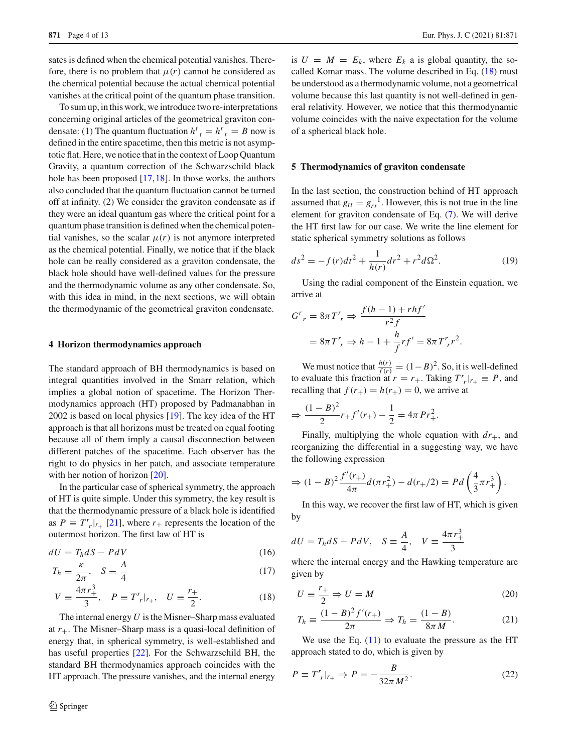sates is defined when the chemical potential vanishes. Therefore, there is no problem that $\mu(r)$ cannot be considered as the chemical potential because the actual chemical potential vanishes at the critical point of the quantum phase transition.

To sum up, in this work, we introduce two re-interpretations concerning original articles of the geometrical graviton condensate: (1) The quantum fluctuation $h^t{}_t = h^r{}_r = B$ now is defined in the entire spacetime, then this metric is not asymptotic flat. Here, we notice that in the context of Loop Quantum Gravity, a quantum correction of the Schwarzschild black hole has been proposed [17,18]. In those works, the authors also concluded that the quantum fluctuation cannot be turned off at infinity. (2) We consider the graviton condensate as if they were an ideal quantum gas where the critical point for a quantum phase transition is defined when the chemical potential vanishes, so the scalar $\mu(r)$ is not anymore interpreted as the chemical potential. Finally, we notice that if the black hole can be really considered as a graviton condensate, the black hole should have well-defined values for the pressure and the thermodynamic volume as any other condensate. So, with this idea in mind, in the next sections, we will obtain the thermodynamic of the geometrical graviton condensate.

## 4 Horizon thermodynamics approach

The standard approach of BH thermodynamics is based on integral quantities involved in the Smarr relation, which implies a global notion of spacetime. The Horizon Thermodynamics approach (HT) proposed by Padmanabhan in 2002 is based on local physics [19]. The key idea of the HT approach is that all horizons must be treated on equal footing because all of them imply a causal disconnection between different patches of the spacetime. Each observer has the right to do physics in her patch, and associate temperature with her notion of horizon [20].

In the particular case of spherical symmetry, the approach of HT is quite simple. Under this symmetry, the key result is that the thermodynamic pressure of a black hole is identified as $P \equiv T^r{}_r|_{r_+}$ [21], where $r_+$ represents the location of the outermost horizon. The first law of HT is

$$dU = T_h dS - PdV \tag{16}$$

$$T_h \equiv \frac{\kappa}{2\pi}, \quad S \equiv \frac{A}{4} \tag{17}$$

$$V \equiv \frac{4\pi r_+^3}{3}, \quad P \equiv T^r{}_r|_{r_+}, \quad U \equiv \frac{r_+}{2}. \tag{18}$$

The internal energy $U$ is the Misner–Sharp mass evaluated at $r_+$. The Misner–Sharp mass is a quasi-local definition of energy that, in spherical symmetry, is well-established and has useful properties [22]. For the Schwarzschild BH, the standard BH thermodynamics approach coincides with the HT approach. The pressure vanishes, and the internal energy is $U = M = E_k$, where $E_k$ a is global quantity, the so-called Komar mass. The volume described in Eq. (18) must be understood as a thermodynamic volume, not a geometrical volume because this last quantity is not well-defined in general relativity. However, we notice that this thermodynamic volume coincides with the naive expectation for the volume of a spherical black hole.

## 5 Thermodynamics of graviton condensate

In the last section, the construction behind of HT approach assumed that $g_{tt} = g_{rr}^{-1}$. However, this is not true in the line element for graviton condensate of Eq. (7). We will derive the HT first law for our case. We write the line element for static spherical symmetry solutions as follows

$$ds^2 = -f(r)dt^2 + \frac{1}{h(r)}dr^2 + r^2 d\Omega^2. \tag{19}$$

Using the radial component of the Einstein equation, we arrive at

$$G^r{}_r = 8\pi T^r{}_r \Rightarrow \frac{f(h-1) + rhf'}{r^2 f}$$

$$= 8\pi T^r{}_r \Rightarrow h - 1 + \frac{h}{f} r f' = 8\pi T^r{}_r r^2.$$

We must notice that $\frac{h(r)}{f(r)} = (1-B)^2$. So, it is well-defined to evaluate this fraction at $r = r_+$. Taking $T^r{}_r|_{r_+} \equiv P$, and recalling that $f(r_+) = h(r_+) = 0$, we arrive at

$$\Rightarrow \frac{(1-B)^2}{2} r_+ f'(r_+) - \frac{1}{2} = 4\pi P r_+^2.$$

Finally, multiplying the whole equation with $dr_+$, and reorganizing the differential in a suggesting way, we have the following expression

$$\Rightarrow (1-B)^2 \frac{f'(r_+)}{4\pi} d(\pi r_+^2) - d(r_+/2) = Pd\left(\frac{4}{3}\pi r_+^3\right).$$

In this way, we recover the first law of HT, which is given by

$$dU = T_h dS - PdV, \quad S \equiv \frac{A}{4}, \quad V \equiv \frac{4\pi r_+^3}{3}$$

where the internal energy and the Hawking temperature are given by

$$U \equiv \frac{r_+}{2} \Rightarrow U = M \tag{20}$$

$$T_h \equiv \frac{(1-B)^2 f'(r_+)}{2\pi} \Rightarrow T_h = \frac{(1-B)}{8\pi M}. \tag{21}$$

We use the Eq. (11) to evaluate the pressure as the HT approach stated to do, which is given by

$$P \equiv T^r{}_r|_{r_+} \Rightarrow P = -\frac{B}{32\pi M^2}. \tag{22}$$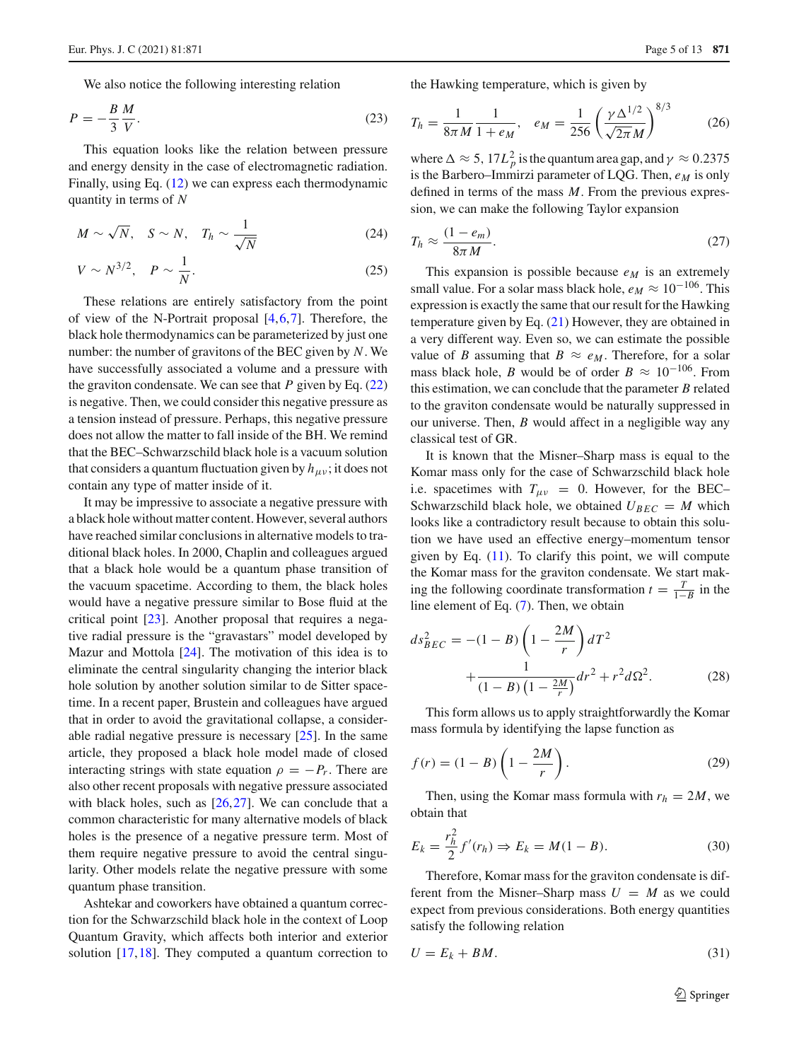We also notice the following interesting relation

$$P = -\frac{B}{3}\frac{M}{V}. \tag{23}$$

This equation looks like the relation between pressure and energy density in the case of electromagnetic radiation. Finally, using Eq. (12) we can express each thermodynamic quantity in terms of $N$

$$M \sim \sqrt{N}, \quad S \sim N, \quad T_h \sim \frac{1}{\sqrt{N}} \tag{24}$$

$$V \sim N^{3/2}, \quad P \sim \frac{1}{N}. \tag{25}$$

These relations are entirely satisfactory from the point of view of the N-Portrait proposal [4,6,7]. Therefore, the black hole thermodynamics can be parameterized by just one number: the number of gravitons of the BEC given by $N$. We have successfully associated a volume and a pressure with the graviton condensate. We can see that $P$ given by Eq. (22) is negative. Then, we could consider this negative pressure as a tension instead of pressure. Perhaps, this negative pressure does not allow the matter to fall inside of the BH. We remind that the BEC–Schwarzschild black hole is a vacuum solution that considers a quantum fluctuation given by $h_{\mu\nu}$; it does not contain any type of matter inside of it.

It may be impressive to associate a negative pressure with a black hole without matter content. However, several authors have reached similar conclusions in alternative models to traditional black holes. In 2000, Chaplin and colleagues argued that a black hole would be a quantum phase transition of the vacuum spacetime. According to them, the black holes would have a negative pressure similar to Bose fluid at the critical point [23]. Another proposal that requires a negative radial pressure is the "gravastars" model developed by Mazur and Mottola [24]. The motivation of this idea is to eliminate the central singularity changing the interior black hole solution by another solution similar to de Sitter spacetime. In a recent paper, Brustein and colleagues have argued that in order to avoid the gravitational collapse, a considerable radial negative pressure is necessary [25]. In the same article, they proposed a black hole model made of closed interacting strings with state equation $\rho = -P_r$. There are also other recent proposals with negative pressure associated with black holes, such as [26,27]. We can conclude that a common characteristic for many alternative models of black holes is the presence of a negative pressure term. Most of them require negative pressure to avoid the central singularity. Other models relate the negative pressure with some quantum phase transition.

Ashtekar and coworkers have obtained a quantum correction for the Schwarzschild black hole in the context of Loop Quantum Gravity, which affects both interior and exterior solution [17,18]. They computed a quantum correction to the Hawking temperature, which is given by

$$T_h = \frac{1}{8\pi M}\frac{1}{1+e_M}, \quad e_M = \frac{1}{256}\left(\frac{\gamma\Delta^{1/2}}{\sqrt{2\pi}M}\right)^{8/3} \tag{26}$$

where $\Delta \approx 5,\ 17L_p^2$ is the quantum area gap, and $\gamma \approx 0.2375$ is the Barbero–Immirzi parameter of LQG. Then, $e_M$ is only defined in terms of the mass $M$. From the previous expression, we can make the following Taylor expansion

$$T_h \approx \frac{(1-e_m)}{8\pi M}. \tag{27}$$

This expansion is possible because $e_M$ is an extremely small value. For a solar mass black hole, $e_M \approx 10^{-106}$. This expression is exactly the same that our result for the Hawking temperature given by Eq. (21) However, they are obtained in a very different way. Even so, we can estimate the possible value of $B$ assuming that $B \approx e_M$. Therefore, for a solar mass black hole, $B$ would be of order $B \approx 10^{-106}$. From this estimation, we can conclude that the parameter $B$ related to the graviton condensate would be naturally suppressed in our universe. Then, $B$ would affect in a negligible way any classical test of GR.

It is known that the Misner–Sharp mass is equal to the Komar mass only for the case of Schwarzschild black hole i.e. spacetimes with $T_{\mu\nu} = 0$. However, for the BEC–Schwarzschild black hole, we obtained $U_{BEC} = M$ which looks like a contradictory result because to obtain this solution we have used an effective energy–momentum tensor given by Eq. (11). To clarify this point, we will compute the Komar mass for the graviton condensate. We start making the following coordinate transformation $t = \frac{T}{1-B}$ in the line element of Eq. (7). Then, we obtain

$$ds^2_{BEC} = -(1-B)\left(1-\frac{2M}{r}\right)dT^2 + \frac{1}{(1-B)\left(1-\frac{2M}{r}\right)}dr^2 + r^2 d\Omega^2. \tag{28}$$

This form allows us to apply straightforwardly the Komar mass formula by identifying the lapse function as

$$f(r) = (1-B)\left(1-\frac{2M}{r}\right). \tag{29}$$

Then, using the Komar mass formula with $r_h = 2M$, we obtain that

$$E_k = \frac{r_h^2}{2}f'(r_h) \Rightarrow E_k = M(1-B). \tag{30}$$

Therefore, Komar mass for the graviton condensate is different from the Misner–Sharp mass $U = M$ as we could expect from previous considerations. Both energy quantities satisfy the following relation

$$U = E_k + BM. \tag{31}$$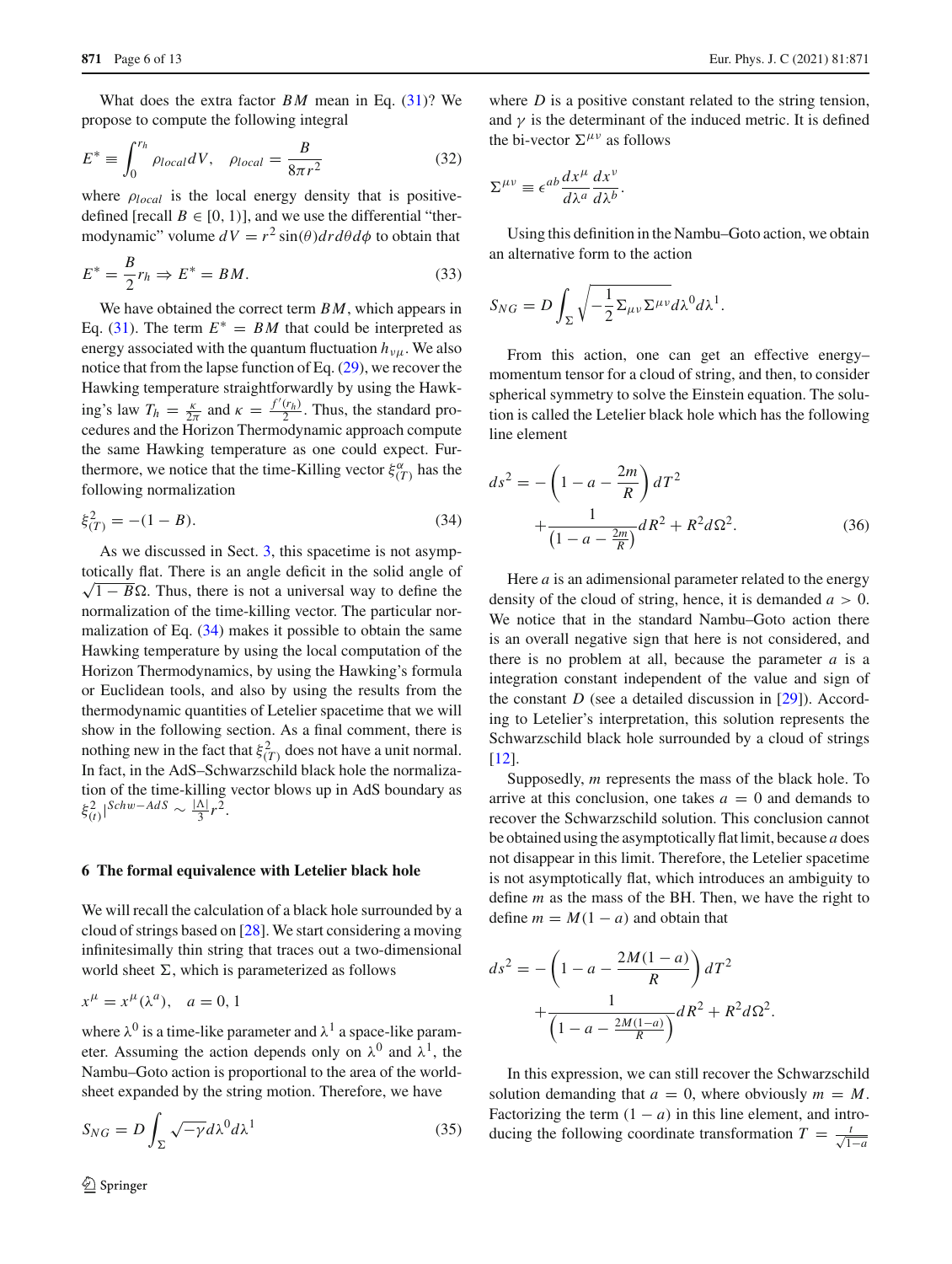What does the extra factor $BM$ mean in Eq. (31)? We propose to compute the following integral

$$E^* \equiv \int_0^{r_h} \rho_{local} dV, \quad \rho_{local} = \frac{B}{8\pi r^2} \tag{32}$$

where $\rho_{local}$ is the local energy density that is positive-defined [recall $B \in [0, 1)$], and we use the differential "thermodynamic" volume $dV = r^2 \sin(\theta) dr d\theta d\phi$ to obtain that

$$E^* = \frac{B}{2} r_h \Rightarrow E^* = BM. \tag{33}$$

We have obtained the correct term $BM$, which appears in Eq. (31). The term $E^* = BM$ that could be interpreted as energy associated with the quantum fluctuation $h_{\nu\mu}$. We also notice that from the lapse function of Eq. (29), we recover the Hawking temperature straightforwardly by using the Hawking's law $T_h = \frac{\kappa}{2\pi}$ and $\kappa = \frac{f'(r_h)}{2}$. Thus, the standard procedures and the Horizon Thermodynamic approach compute the same Hawking temperature as one could expect. Furthermore, we notice that the time-Killing vector $\xi^{\alpha}_{(T)}$ has the following normalization

$$\xi^2_{(T)} = -(1 - B). \tag{34}$$

As we discussed in Sect. 3, this spacetime is not asymptotically flat. There is an angle deficit in the solid angle of $\sqrt{1 - B}\Omega$. Thus, there is not a universal way to define the normalization of the time-killing vector. The particular normalization of Eq. (34) makes it possible to obtain the same Hawking temperature by using the local computation of the Horizon Thermodynamics, by using the Hawking's formula or Euclidean tools, and also by using the results from the thermodynamic quantities of Letelier spacetime that we will show in the following section. As a final comment, there is nothing new in the fact that $\xi^2_{(T)}$ does not have a unit normal. In fact, in the AdS–Schwarzschild black hole the normalization of the time-killing vector blows up in AdS boundary as $\xi^2_{(t)}|^{Schw-AdS} \sim \frac{|\Lambda|}{3} r^2$.

## 6 The formal equivalence with Letelier black hole

We will recall the calculation of a black hole surrounded by a cloud of strings based on [28]. We start considering a moving infinitesimally thin string that traces out a two-dimensional world sheet $\Sigma$, which is parameterized as follows

$$x^{\mu} = x^{\mu}(\lambda^a), \quad a = 0, 1$$

where $\lambda^0$ is a time-like parameter and $\lambda^1$ a space-like parameter. Assuming the action depends only on $\lambda^0$ and $\lambda^1$, the Nambu–Goto action is proportional to the area of the world-sheet expanded by the string motion. Therefore, we have

$$S_{NG} = D \int_{\Sigma} \sqrt{-\gamma} d\lambda^0 d\lambda^1 \tag{35}$$

where $D$ is a positive constant related to the string tension, and $\gamma$ is the determinant of the induced metric. It is defined the bi-vector $\Sigma^{\mu\nu}$ as follows

$$\Sigma^{\mu\nu} \equiv \epsilon^{ab} \frac{dx^{\mu}}{d\lambda^a} \frac{dx^{\nu}}{d\lambda^b}.$$

Using this definition in the Nambu–Goto action, we obtain an alternative form to the action

$$S_{NG} = D \int_{\Sigma} \sqrt{-\frac{1}{2} \Sigma_{\mu\nu} \Sigma^{\mu\nu}} d\lambda^0 d\lambda^1.$$

From this action, one can get an effective energy–momentum tensor for a cloud of string, and then, to consider spherical symmetry to solve the Einstein equation. The solution is called the Letelier black hole which has the following line element

$$ds^2 = -\left(1 - a - \frac{2m}{R}\right) dT^2 + \frac{1}{\left(1 - a - \frac{2m}{R}\right)} dR^2 + R^2 d\Omega^2. \tag{36}$$

Here $a$ is an adimensional parameter related to the energy density of the cloud of string, hence, it is demanded $a > 0$. We notice that in the standard Nambu–Goto action there is an overall negative sign that here is not considered, and there is no problem at all, because the parameter $a$ is a integration constant independent of the value and sign of the constant $D$ (see a detailed discussion in [29]). According to Letelier's interpretation, this solution represents the Schwarzschild black hole surrounded by a cloud of strings [12].

Supposedly, $m$ represents the mass of the black hole. To arrive at this conclusion, one takes $a = 0$ and demands to recover the Schwarzschild solution. This conclusion cannot be obtained using the asymptotically flat limit, because $a$ does not disappear in this limit. Therefore, the Letelier spacetime is not asymptotically flat, which introduces an ambiguity to define $m$ as the mass of the BH. Then, we have the right to define $m = M(1 - a)$ and obtain that

$$ds^2 = -\left(1 - a - \frac{2M(1-a)}{R}\right) dT^2 + \frac{1}{\left(1 - a - \frac{2M(1-a)}{R}\right)} dR^2 + R^2 d\Omega^2.$$

In this expression, we can still recover the Schwarzschild solution demanding that $a = 0$, where obviously $m = M$. Factorizing the term $(1 - a)$ in this line element, and introducing the following coordinate transformation $T = \frac{t}{\sqrt{1-a}}$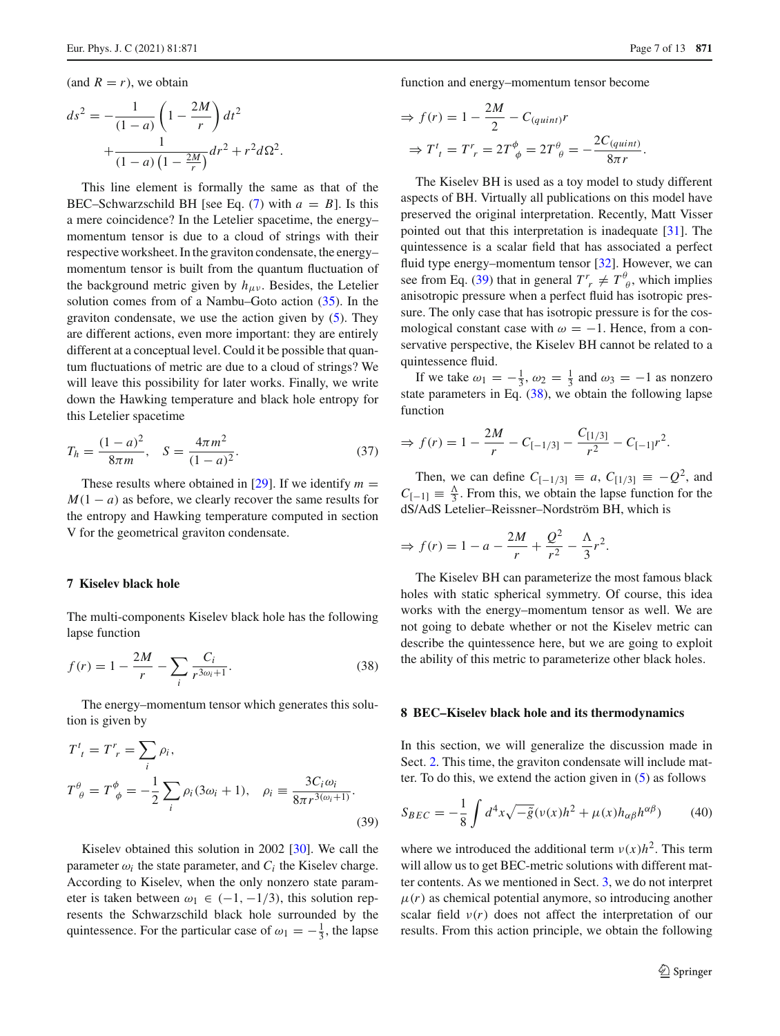(and $R = r$), we obtain

$$ds^2 = -\frac{1}{(1-a)}\left(1 - \frac{2M}{r}\right)dt^2 + \frac{1}{(1-a)\left(1-\frac{2M}{r}\right)}dr^2 + r^2 d\Omega^2.$$

This line element is formally the same as that of the BEC–Schwarzschild BH [see Eq. (7) with $a = B$]. Is this a mere coincidence? In the Letelier spacetime, the energy–momentum tensor is due to a cloud of strings with their respective worksheet. In the graviton condensate, the energy–momentum tensor is built from the quantum fluctuation of the background metric given by $h_{\mu\nu}$. Besides, the Letelier solution comes from of a Nambu–Goto action (35). In the graviton condensate, we use the action given by (5). They are different actions, even more important: they are entirely different at a conceptual level. Could it be possible that quantum fluctuations of metric are due to a cloud of strings? We will leave this possibility for later works. Finally, we write down the Hawking temperature and black hole entropy for this Letelier spacetime

$$T_h = \frac{(1-a)^2}{8\pi m}, \quad S = \frac{4\pi m^2}{(1-a)^2}. \tag{37}$$

These results where obtained in [29]. If we identify $m = M(1-a)$ as before, we clearly recover the same results for the entropy and Hawking temperature computed in section V for the geometrical graviton condensate.

## 7 Kiselev black hole

The multi-components Kiselev black hole has the following lapse function

$$f(r) = 1 - \frac{2M}{r} - \sum_i \frac{C_i}{r^{3\omega_i+1}}. \tag{38}$$

The energy–momentum tensor which generates this solution is given by

$$T^t{}_t = T^r{}_r = \sum_i \rho_i,$$
$$T^\theta{}_\theta = T^\phi{}_\phi = -\frac{1}{2}\sum_i \rho_i(3\omega_i + 1), \quad \rho_i \equiv \frac{3C_i\omega_i}{8\pi r^{3(\omega_i+1)}}. \tag{39}$$

Kiselev obtained this solution in 2002 [30]. We call the parameter $\omega_i$ the state parameter, and $C_i$ the Kiselev charge. According to Kiselev, when the only nonzero state parameter is taken between $\omega_1 \in (-1, -1/3)$, this solution represents the Schwarzschild black hole surrounded by the quintessence. For the particular case of $\omega_1 = -\frac{1}{3}$, the lapse function and energy–momentum tensor become

$$\Rightarrow f(r) = 1 - \frac{2M}{2} - C_{(quint)}r$$
$$\Rightarrow T^t{}_t = T^r{}_r = 2T^\phi{}_\phi = 2T^\theta{}_\theta = -\frac{2C_{(quint)}}{8\pi r}.$$

The Kiselev BH is used as a toy model to study different aspects of BH. Virtually all publications on this model have preserved the original interpretation. Recently, Matt Visser pointed out that this interpretation is inadequate [31]. The quintessence is a scalar field that has associated a perfect fluid type energy–momentum tensor [32]. However, we can see from Eq. (39) that in general $T^r{}_r \neq T^\theta{}_\theta$, which implies anisotropic pressure when a perfect fluid has isotropic pressure. The only case that has isotropic pressure is for the cosmological constant case with $\omega = -1$. Hence, from a conservative perspective, the Kiselev BH cannot be related to a quintessence fluid.

If we take $\omega_1 = -\frac{1}{3}$, $\omega_2 = \frac{1}{3}$ and $\omega_3 = -1$ as nonzero state parameters in Eq. (38), we obtain the following lapse function

$$\Rightarrow f(r) = 1 - \frac{2M}{r} - C_{[-1/3]} - \frac{C_{[1/3]}}{r^2} - C_{[-1]}r^2.$$

Then, we can define $C_{[-1/3]} \equiv a$, $C_{[1/3]} \equiv -Q^2$, and $C_{[-1]} \equiv \frac{\Lambda}{3}$. From this, we obtain the lapse function for the dS/AdS Letelier–Reissner–Nordström BH, which is

$$\Rightarrow f(r) = 1 - a - \frac{2M}{r} + \frac{Q^2}{r^2} - \frac{\Lambda}{3}r^2.$$

The Kiselev BH can parameterize the most famous black holes with static spherical symmetry. Of course, this idea works with the energy–momentum tensor as well. We are not going to debate whether or not the Kiselev metric can describe the quintessence here, but we are going to exploit the ability of this metric to parameterize other black holes.

## 8 BEC–Kiselev black hole and its thermodynamics

In this section, we will generalize the discussion made in Sect. 2. This time, the graviton condensate will include matter. To do this, we extend the action given in (5) as follows

$$S_{BEC} = -\frac{1}{8}\int d^4x\sqrt{-\bar{g}}(\nu(x)h^2 + \mu(x)h_{\alpha\beta}h^{\alpha\beta}) \tag{40}$$

where we introduced the additional term $\nu(x)h^2$. This term will allow us to get BEC-metric solutions with different matter contents. As we mentioned in Sect. 3, we do not interpret $\mu(r)$ as chemical potential anymore, so introducing another scalar field $\nu(r)$ does not affect the interpretation of our results. From this action principle, we obtain the following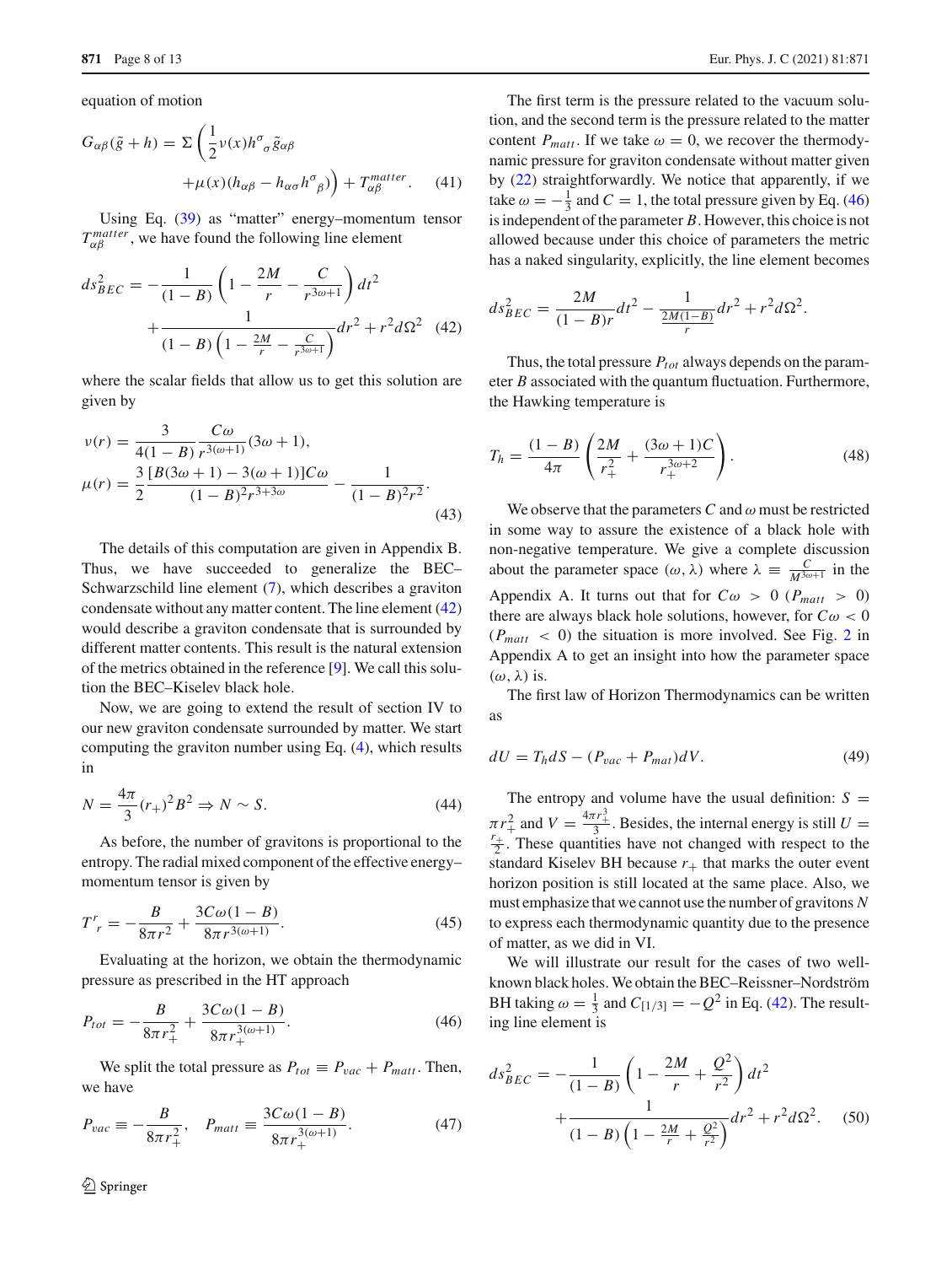equation of motion

$$G_{\alpha\beta}(\tilde{g}+h) = \Sigma\left(\frac{1}{2}\nu(x)h^{\sigma}{}_{\sigma}\tilde{g}_{\alpha\beta} + \mu(x)(h_{\alpha\beta} - h_{\alpha\sigma}h^{\sigma}{}_{\beta})\right) + T^{matter}_{\alpha\beta}. \quad (41)$$

Using Eq. (39) as "matter" energy–momentum tensor $T^{matter}_{\alpha\beta}$, we have found the following line element

$$ds^2_{BEC} = -\frac{1}{(1-B)}\left(1 - \frac{2M}{r} - \frac{C}{r^{3\omega+1}}\right)dt^2 + \frac{1}{(1-B)\left(1-\frac{2M}{r}-\frac{C}{r^{3\omega+1}}\right)}dr^2 + r^2 d\Omega^2 \quad (42)$$

where the scalar fields that allow us to get this solution are given by

$$\nu(r) = \frac{3}{4(1-B)}\frac{C\omega}{r^{3(\omega+1)}}(3\omega+1),$$
$$\mu(r) = \frac{3}{2}\frac{[B(3\omega+1) - 3(\omega+1)]C\omega}{(1-B)^2 r^{3+3\omega}} - \frac{1}{(1-B)^2 r^2}. \quad (43)$$

The details of this computation are given in Appendix B. Thus, we have succeeded to generalize the BEC–Schwarzschild line element (7), which describes a graviton condensate without any matter content. The line element (42) would describe a graviton condensate that is surrounded by different matter contents. This result is the natural extension of the metrics obtained in the reference [9]. We call this solution the BEC–Kiselev black hole.

Now, we are going to extend the result of section IV to our new graviton condensate surrounded by matter. We start computing the graviton number using Eq. (4), which results in

$$N = \frac{4\pi}{3}(r_+)^2 B^2 \Rightarrow N \sim S. \quad (44)$$

As before, the number of gravitons is proportional to the entropy. The radial mixed component of the effective energy–momentum tensor is given by

$$T^r{}_r = -\frac{B}{8\pi r^2} + \frac{3C\omega(1-B)}{8\pi r^{3(\omega+1)}}. \quad (45)$$

Evaluating at the horizon, we obtain the thermodynamic pressure as prescribed in the HT approach

$$P_{tot} = -\frac{B}{8\pi r_+^2} + \frac{3C\omega(1-B)}{8\pi r_+^{3(\omega+1)}}. \quad (46)$$

We split the total pressure as $P_{tot} \equiv P_{vac} + P_{matt}$. Then, we have

$$P_{vac} \equiv -\frac{B}{8\pi r_+^2}, \quad P_{matt} \equiv \frac{3C\omega(1-B)}{8\pi r_+^{3(\omega+1)}}. \quad (47)$$

The first term is the pressure related to the vacuum solution, and the second term is the pressure related to the matter content $P_{matt}$. If we take $\omega = 0$, we recover the thermodynamic pressure for graviton condensate without matter given by (22) straightforwardly. We notice that apparently, if we take $\omega = -\frac{1}{3}$ and $C = 1$, the total pressure given by Eq. (46) is independent of the parameter $B$. However, this choice is not allowed because under this choice of parameters the metric has a naked singularity, explicitly, the line element becomes

$$ds^2_{BEC} = \frac{2M}{(1-B)r}dt^2 - \frac{1}{\frac{2M(1-B)}{r}}dr^2 + r^2 d\Omega^2.$$

Thus, the total pressure $P_{tot}$ always depends on the parameter $B$ associated with the quantum fluctuation. Furthermore, the Hawking temperature is

$$T_h = \frac{(1-B)}{4\pi}\left(\frac{2M}{r_+^2} + \frac{(3\omega+1)C}{r_+^{3\omega+2}}\right). \quad (48)$$

We observe that the parameters $C$ and $\omega$ must be restricted in some way to assure the existence of a black hole with non-negative temperature. We give a complete discussion about the parameter space $(\omega, \lambda)$ where $\lambda \equiv \frac{C}{M^{3\omega+1}}$ in the Appendix A. It turns out that for $C\omega > 0$ ($P_{matt} > 0$) there are always black hole solutions, however, for $C\omega < 0$ ($P_{matt} < 0$) the situation is more involved. See Fig. 2 in Appendix A to get an insight into how the parameter space $(\omega, \lambda)$ is.

The first law of Horizon Thermodynamics can be written as

$$dU = T_h dS - (P_{vac} + P_{mat})dV. \quad (49)$$

The entropy and volume have the usual definition: $S = \pi r_+^2$ and $V = \frac{4\pi r_+^3}{3}$. Besides, the internal energy is still $U = \frac{r_+}{2}$. These quantities have not changed with respect to the standard Kiselev BH because $r_+$ that marks the outer event horizon position is still located at the same place. Also, we must emphasize that we cannot use the number of gravitons $N$ to express each thermodynamic quantity due to the presence of matter, as we did in VI.

We will illustrate our result for the cases of two well-known black holes. We obtain the BEC–Reissner–Nordström BH taking $\omega = \frac{1}{3}$ and $C_{[1/3]} = -Q^2$ in Eq. (42). The resulting line element is

$$ds^2_{BEC} = -\frac{1}{(1-B)}\left(1 - \frac{2M}{r} + \frac{Q^2}{r^2}\right)dt^2 + \frac{1}{(1-B)\left(1-\frac{2M}{r}+\frac{Q^2}{r^2}\right)}dr^2 + r^2 d\Omega^2. \quad (50)$$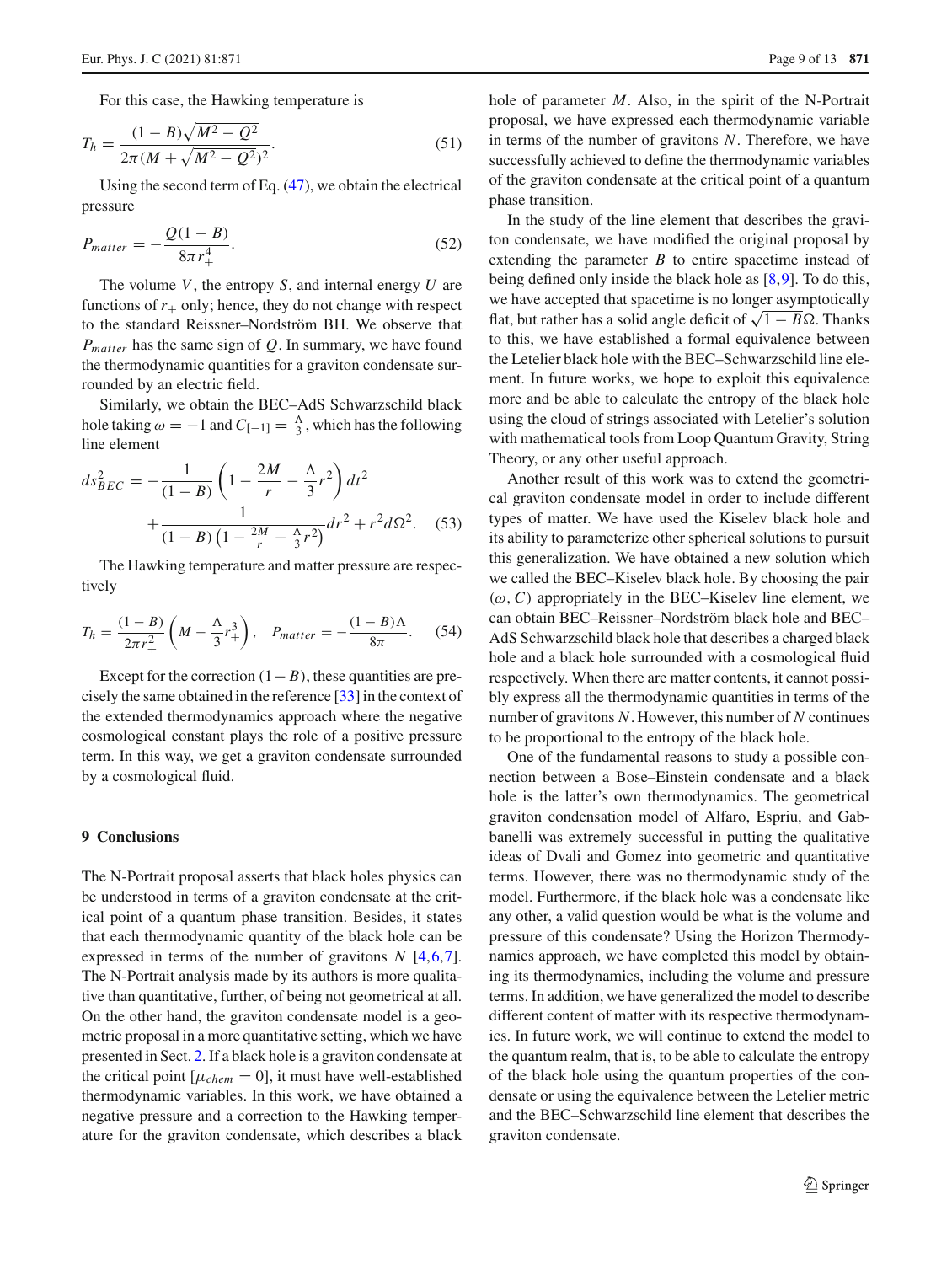For this case, the Hawking temperature is

$$T_h = \frac{(1-B)\sqrt{M^2-Q^2}}{2\pi(M+\sqrt{M^2-Q^2})^2}. \quad (51)$$

Using the second term of Eq. (47), we obtain the electrical pressure

$$P_{matter} = -\frac{Q(1-B)}{8\pi r_+^4}. \quad (52)$$

The volume $V$, the entropy $S$, and internal energy $U$ are functions of $r_+$ only; hence, they do not change with respect to the standard Reissner–Nordström BH. We observe that $P_{matter}$ has the same sign of $Q$. In summary, we have found the thermodynamic quantities for a graviton condensate surrounded by an electric field.

Similarly, we obtain the BEC–AdS Schwarzschild black hole taking $\omega = -1$ and $C_{[-1]} = \frac{\Lambda}{3}$, which has the following line element

$$ds^2_{BEC} = -\frac{1}{(1-B)}\left(1-\frac{2M}{r}-\frac{\Lambda}{3}r^2\right)dt^2 + \frac{1}{(1-B)\left(1-\frac{2M}{r}-\frac{\Lambda}{3}r^2\right)}dr^2 + r^2 d\Omega^2. \quad (53)$$

The Hawking temperature and matter pressure are respectively

$$T_h = \frac{(1-B)}{2\pi r_+^2}\left(M-\frac{\Lambda}{3}r_+^3\right), \quad P_{matter} = -\frac{(1-B)\Lambda}{8\pi}. \quad (54)$$

Except for the correction $(1-B)$, these quantities are precisely the same obtained in the reference [33] in the context of the extended thermodynamics approach where the negative cosmological constant plays the role of a positive pressure term. In this way, we get a graviton condensate surrounded by a cosmological fluid.

## 9 Conclusions

The N-Portrait proposal asserts that black holes physics can be understood in terms of a graviton condensate at the critical point of a quantum phase transition. Besides, it states that each thermodynamic quantity of the black hole can be expressed in terms of the number of gravitons $N$ [4,6,7]. The N-Portrait analysis made by its authors is more qualitative than quantitative, further, of being not geometrical at all. On the other hand, the graviton condensate model is a geometric proposal in a more quantitative setting, which we have presented in Sect. 2. If a black hole is a graviton condensate at the critical point [$\mu_{chem} = 0$], it must have well-established thermodynamic variables. In this work, we have obtained a negative pressure and a correction to the Hawking temperature for the graviton condensate, which describes a black hole of parameter $M$. Also, in the spirit of the N-Portrait proposal, we have expressed each thermodynamic variable in terms of the number of gravitons $N$. Therefore, we have successfully achieved to define the thermodynamic variables of the graviton condensate at the critical point of a quantum phase transition.

In the study of the line element that describes the graviton condensate, we have modified the original proposal by extending the parameter $B$ to entire spacetime instead of being defined only inside the black hole as [8,9]. To do this, we have accepted that spacetime is no longer asymptotically flat, but rather has a solid angle deficit of $\sqrt{1-B}\Omega$. Thanks to this, we have established a formal equivalence between the Letelier black hole with the BEC–Schwarzschild line element. In future works, we hope to exploit this equivalence more and be able to calculate the entropy of the black hole using the cloud of strings associated with Letelier's solution with mathematical tools from Loop Quantum Gravity, String Theory, or any other useful approach.

Another result of this work was to extend the geometrical graviton condensate model in order to include different types of matter. We have used the Kiselev black hole and its ability to parameterize other spherical solutions to pursuit this generalization. We have obtained a new solution which we called the BEC–Kiselev black hole. By choosing the pair $(\omega, C)$ appropriately in the BEC–Kiselev line element, we can obtain BEC–Reissner–Nordström black hole and BEC–AdS Schwarzschild black hole that describes a charged black hole and a black hole surrounded with a cosmological fluid respectively. When there are matter contents, it cannot possibly express all the thermodynamic quantities in terms of the number of gravitons $N$. However, this number of $N$ continues to be proportional to the entropy of the black hole.

One of the fundamental reasons to study a possible connection between a Bose–Einstein condensate and a black hole is the latter's own thermodynamics. The geometrical graviton condensation model of Alfaro, Espriu, and Gabbanelli was extremely successful in putting the qualitative ideas of Dvali and Gomez into geometric and quantitative terms. However, there was no thermodynamic study of the model. Furthermore, if the black hole was a condensate like any other, a valid question would be what is the volume and pressure of this condensate? Using the Horizon Thermodynamics approach, we have completed this model by obtaining its thermodynamics, including the volume and pressure terms. In addition, we have generalized the model to describe different content of matter with its respective thermodynamics. In future work, we will continue to extend the model to the quantum realm, that is, to be able to calculate the entropy of the black hole using the quantum properties of the condensate or using the equivalence between the Letelier metric and the BEC–Schwarzschild line element that describes the graviton condensate.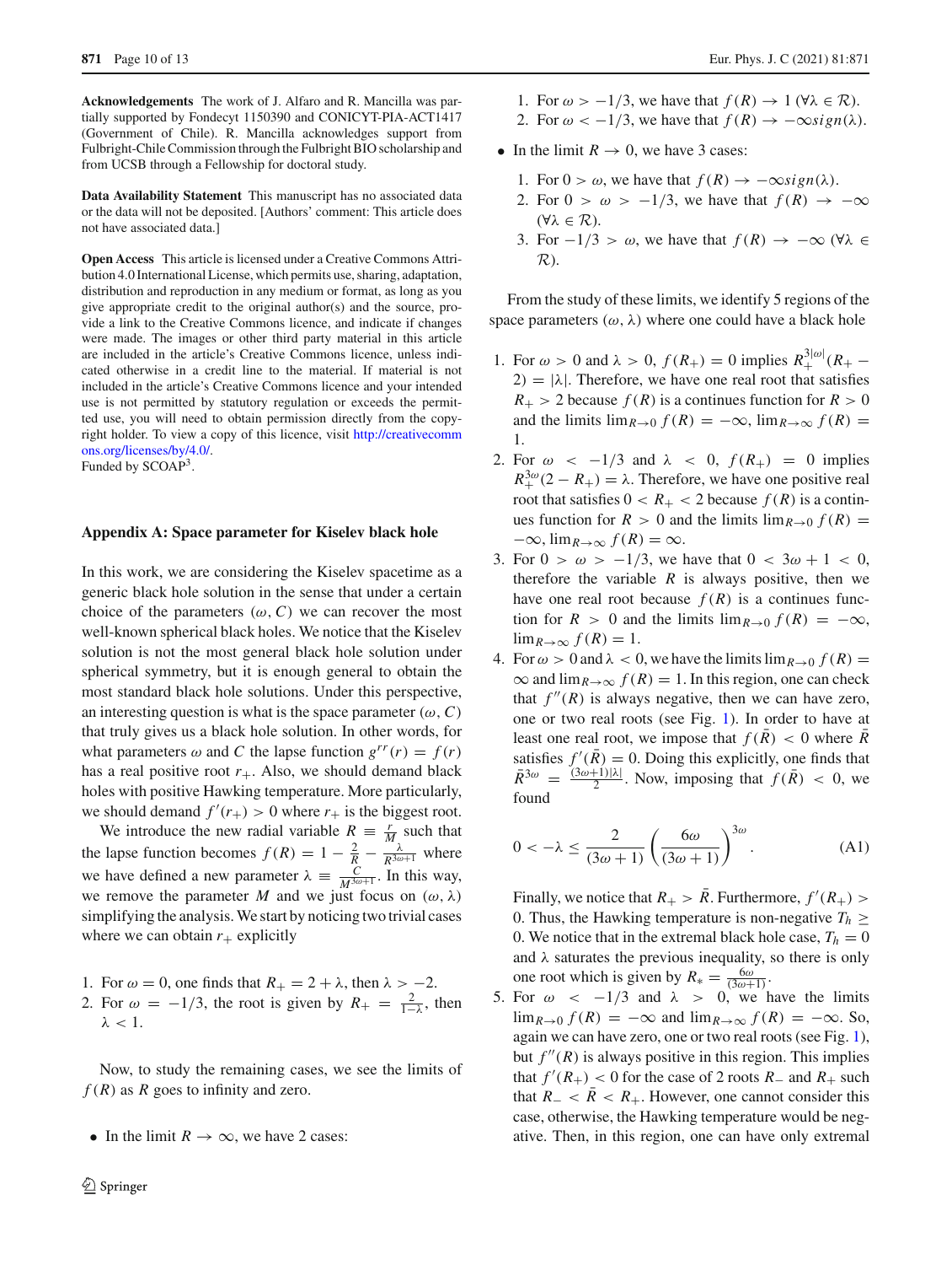**Acknowledgements** The work of J. Alfaro and R. Mancilla was partially supported by Fondecyt 1150390 and CONICYT-PIA-ACT1417 (Government of Chile). R. Mancilla acknowledges support from Fulbright-Chile Commission through the Fulbright BIO scholarship and from UCSB through a Fellowship for doctoral study.

**Data Availability Statement** This manuscript has no associated data or the data will not be deposited. [Authors' comment: This article does not have associated data.]

**Open Access** This article is licensed under a Creative Commons Attribution 4.0 International License, which permits use, sharing, adaptation, distribution and reproduction in any medium or format, as long as you give appropriate credit to the original author(s) and the source, provide a link to the Creative Commons licence, and indicate if changes were made. The images or other third party material in this article are included in the article's Creative Commons licence, unless indicated otherwise in a credit line to the material. If material is not included in the article's Creative Commons licence and your intended use is not permitted by statutory regulation or exceeds the permitted use, you will need to obtain permission directly from the copyright holder. To view a copy of this licence, visit http://creativecommons.org/licenses/by/4.0/.
Funded by SCOAP[3].

## Appendix A: Space parameter for Kiselev black hole

In this work, we are considering the Kiselev spacetime as a generic black hole solution in the sense that under a certain choice of the parameters $(\omega, C)$ we can recover the most well-known spherical black holes. We notice that the Kiselev solution is not the most general black hole solution under spherical symmetry, but it is enough general to obtain the most standard black hole solutions. Under this perspective, an interesting question is what is the space parameter $(\omega, C)$ that truly gives us a black hole solution. In other words, for what parameters $\omega$ and $C$ the lapse function $g^{rr}(r) = f(r)$ has a real positive root $r_+$. Also, we should demand black holes with positive Hawking temperature. More particularly, we should demand $f'(r_+) > 0$ where $r_+$ is the biggest root.

We introduce the new radial variable $R \equiv \frac{r}{M}$ such that the lapse function becomes $f(R) = 1 - \frac{2}{R} - \frac{\lambda}{R^{3\omega+1}}$ where we have defined a new parameter $\lambda \equiv \frac{C}{M^{3\omega+1}}$. In this way, we remove the parameter $M$ and we just focus on $(\omega, \lambda)$ simplifying the analysis. We start by noticing two trivial cases where we can obtain $r_+$ explicitly

1. For $\omega = 0$, one finds that $R_+ = 2 + \lambda$, then $\lambda > -2$.
2. For $\omega = -1/3$, the root is given by $R_+ = \frac{2}{1-\lambda}$, then $\lambda < 1$.

Now, to study the remaining cases, we see the limits of $f(R)$ as $R$ goes to infinity and zero.

- In the limit $R \to \infty$, we have 2 cases:
  1. For $\omega > -1/3$, we have that $f(R) \to 1$ $(\forall \lambda \in \mathcal{R})$.
  2. For $\omega < -1/3$, we have that $f(R) \to -\infty sign(\lambda)$.
- In the limit $R \to 0$, we have 3 cases:
  1. For $0 > \omega$, we have that $f(R) \to -\infty sign(\lambda)$.
  2. For $0 > \omega > -1/3$, we have that $f(R) \to -\infty$ $(\forall \lambda \in \mathcal{R})$.
  3. For $-1/3 > \omega$, we have that $f(R) \to -\infty$ $(\forall \lambda \in \mathcal{R})$.

From the study of these limits, we identify 5 regions of the space parameters $(\omega, \lambda)$ where one could have a black hole

1. For $\omega > 0$ and $\lambda > 0$, $f(R_+) = 0$ implies $R_+^{3|\omega|}(R_+ - 2) = |\lambda|$. Therefore, we have one real root that satisfies $R_+ > 2$ because $f(R)$ is a continues function for $R > 0$ and the limits $\lim_{R\to 0} f(R) = -\infty$, $\lim_{R\to\infty} f(R) = 1$.
2. For $\omega < -1/3$ and $\lambda < 0$, $f(R_+) = 0$ implies $R_+^{3\omega}(2 - R_+) = \lambda$. Therefore, we have one positive real root that satisfies $0 < R_+ < 2$ because $f(R)$ is a continues function for $R > 0$ and the limits $\lim_{R\to 0} f(R) = -\infty$, $\lim_{R\to\infty} f(R) = \infty$.
3. For $0 > \omega > -1/3$, we have that $0 < 3\omega + 1 < 0$, therefore the variable $R$ is always positive, then we have one real root because $f(R)$ is a continues function for $R > 0$ and the limits $\lim_{R\to 0} f(R) = -\infty$, $\lim_{R\to\infty} f(R) = 1$.
4. For $\omega > 0$ and $\lambda < 0$, we have the limits $\lim_{R\to 0} f(R) = \infty$ and $\lim_{R\to\infty} f(R) = 1$. In this region, one can check that $f''(R)$ is always negative, then we can have zero, one or two real roots (see Fig. 1). In order to have at least one real root, we impose that $f(\bar{R}) < 0$ where $\bar{R}$ satisfies $f'(\bar{R}) = 0$. Doing this explicitly, one finds that $\bar{R}^{3\omega} = \frac{(3\omega+1)|\lambda|}{2}$. Now, imposing that $f(\bar{R}) < 0$, we found
$$0 < -\lambda \leq \frac{2}{(3\omega + 1)} \left( \frac{6\omega}{(3\omega + 1)} \right)^{3\omega}. \tag{A1}$$
Finally, we notice that $R_+ > \bar{R}$. Furthermore, $f'(R_+) > 0$. Thus, the Hawking temperature is non-negative $T_h \geq 0$. We notice that in the extremal black hole case, $T_h = 0$ and $\lambda$ saturates the previous inequality, so there is only one root which is given by $R_* = \frac{6\omega}{(3\omega+1)}$.
5. For $\omega < -1/3$ and $\lambda > 0$, we have the limits $\lim_{R\to 0} f(R) = -\infty$ and $\lim_{R\to\infty} f(R) = -\infty$. So, again we can have zero, one or two real roots (see Fig. 1), but $f''(R)$ is always positive in this region. This implies that $f'(R_+) < 0$ for the case of 2 roots $R_-$ and $R_+$ such that $R_- < \bar{R} < R_+$. However, one cannot consider this case, otherwise, the Hawking temperature would be negative. Then, in this region, one can have only extremal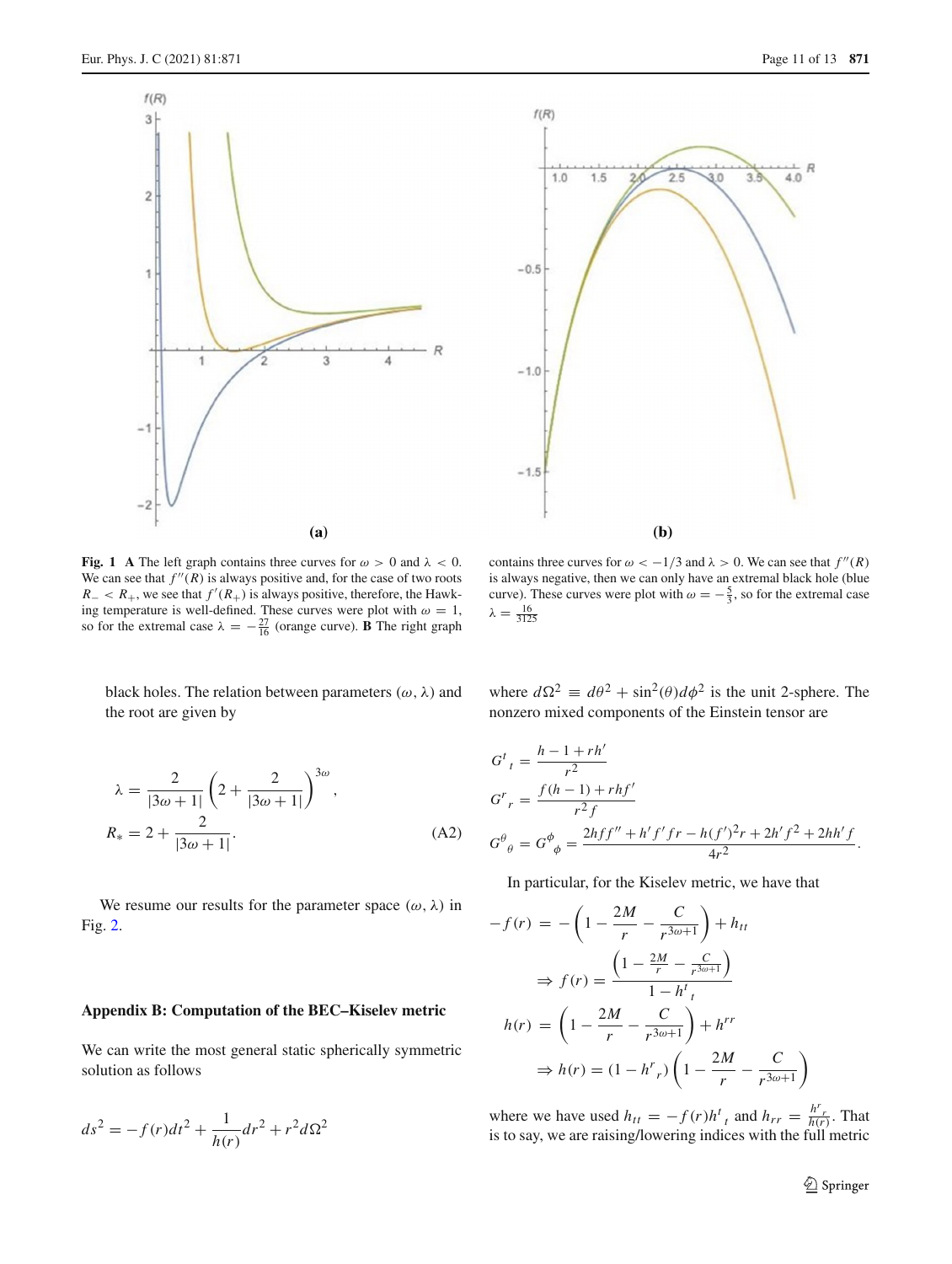**Fig. 1** **A** The left graph contains three curves for $\omega > 0$ and $\lambda < 0$. We can see that $f''(R)$ is always positive and, for the case of two roots $R_- < R_+$, we see that $f'(R_+)$ is always positive, therefore, the Hawking temperature is well-defined. These curves were plot with $\omega = 1$, so for the extremal case $\lambda = -\frac{27}{16}$ (orange curve). **B** The right graph contains three curves for $\omega < -1/3$ and $\lambda > 0$. We can see that $f''(R)$ is always negative, then we can only have an extremal black hole (blue curve). These curves were plot with $\omega = -\frac{5}{3}$, so for the extremal case $\lambda = \frac{16}{3125}$

black holes. The relation between parameters $(\omega, \lambda)$ and the root are given by

$$\lambda = \frac{2}{|3\omega+1|}\left(2 + \frac{2}{|3\omega+1|}\right)^{3\omega},$$

$$R_* = 2 + \frac{2}{|3\omega+1|}. \tag{A2}$$

We resume our results for the parameter space $(\omega, \lambda)$ in Fig. 2.

## Appendix B: Computation of the BEC–Kiselev metric

We can write the most general static spherically symmetric solution as follows

$$ds^2 = -f(r)dt^2 + \frac{1}{h(r)}dr^2 + r^2 d\Omega^2$$

where $d\Omega^2 \equiv d\theta^2 + \sin^2(\theta)d\phi^2$ is the unit 2-sphere. The nonzero mixed components of the Einstein tensor are

$$G^t{}_t = \frac{h - 1 + rh'}{r^2}$$

$$G^r{}_r = \frac{f(h-1) + rhf'}{r^2 f}$$

$$G^\theta{}_\theta = G^\phi{}_\phi = \frac{2hff'' + h'f'fr - h(f')^2 r + 2h'f^2 + 2hh'f}{4r^2}.$$

In particular, for the Kiselev metric, we have that

$$-f(r) = -\left(1 - \frac{2M}{r} - \frac{C}{r^{3\omega+1}}\right) + h_{tt}$$

$$\Rightarrow f(r) = \frac{\left(1 - \frac{2M}{r} - \frac{C}{r^{3\omega+1}}\right)}{1 - h^t{}_t}$$

$$h(r) = \left(1 - \frac{2M}{r} - \frac{C}{r^{3\omega+1}}\right) + h^{rr}$$

$$\Rightarrow h(r) = (1 - h^r{}_r)\left(1 - \frac{2M}{r} - \frac{C}{r^{3\omega+1}}\right)$$

where we have used $h_{tt} = -f(r)h^t{}_t$ and $h_{rr} = \frac{h^r{}_r}{h(r)}$. That is to say, we are raising/lowering indices with the full metric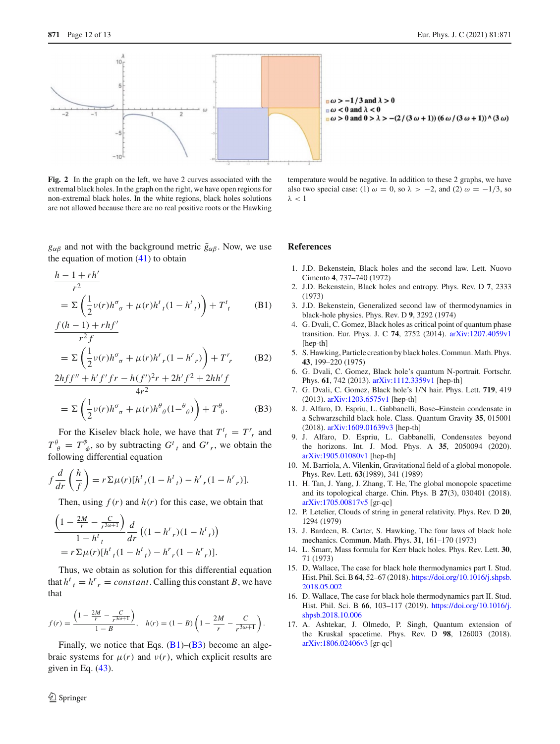**Fig. 2** In the graph on the left, we have 2 curves associated with the extremal black holes. In the graph on the right, we have open regions for non-extremal black holes. In the white regions, black holes solutions are not allowed because there are no real positive roots or the Hawking temperature would be negative. In addition to these 2 graphs, we have also two special case: (1) $\omega = 0$, so $\lambda > -2$, and (2) $\omega = -1/3$, so $\lambda < 1$

$g_{\alpha\beta}$ and not with the background metric $\tilde{g}_{\alpha\beta}$. Now, we use the equation of motion (41) to obtain

$$\frac{h-1+rh'}{r^2} = \Sigma\left(\frac{1}{2}\nu(r)h^{\sigma}{}_{\sigma} + \mu(r)h^{t}{}_{t}(1-h^{t}{}_{t})\right) + T^{t}{}_{t} \tag{B1}$$

$$\frac{f(h-1)+rhf'}{r^2 f} = \Sigma\left(\frac{1}{2}\nu(r)h^{\sigma}{}_{\sigma} + \mu(r)h^{r}{}_{r}(1-h^{r}{}_{r})\right) + T^{r}{}_{r} \tag{B2}$$

$$\frac{2hff''+h'f'fr-h(f')^2r+2h'f^2+2hh'f}{4r^2} = \Sigma\left(\frac{1}{2}\nu(r)h^{\sigma}{}_{\sigma} + \mu(r)h^{\theta}{}_{\theta}(1-{}^{\theta}{}_{\theta})\right) + T^{\theta}{}_{\theta}. \tag{B3}$$

For the Kiselev black hole, we have that $T^{t}{}_{t} = T^{r}{}_{r}$ and $T^{\theta}{}_{\theta} = T^{\phi}{}_{\phi}$, so by subtracting $G^{t}{}_{t}$ and $G^{r}{}_{r}$, we obtain the following differential equation

$$f\frac{d}{dr}\left(\frac{h}{f}\right) = r\Sigma\mu(r)[h^{t}{}_{t}(1-h^{t}{}_{t}) - h^{r}{}_{r}(1-h^{r}{}_{r})].$$

Then, using $f(r)$ and $h(r)$ for this case, we obtain that

$$\frac{\left(1-\frac{2M}{r}-\frac{C}{r^{3\omega+1}}\right)}{1-h^{t}{}_{t}}\frac{d}{dr}\left((1-h^{r}{}_{r})(1-h^{t}{}_{t})\right) = r\Sigma\mu(r)[h^{t}{}_{t}(1-h^{t}{}_{t}) - h^{r}{}_{r}(1-h^{r}{}_{r})].$$

Thus, we obtain as solution for this differential equation that $h^{t}{}_{t} = h^{r}{}_{r} = constant$. Calling this constant $B$, we have that

$$f(r) = \frac{\left(1-\frac{2M}{r}-\frac{C}{r^{3\omega+1}}\right)}{1-B}, \quad h(r) = (1-B)\left(1-\frac{2M}{r}-\frac{C}{r^{3\omega+1}}\right).$$

Finally, we notice that Eqs. (B1)–(B3) become an algebraic systems for $\mu(r)$ and $\nu(r)$, which explicit results are given in Eq. (43).

## References

1. J.D. Bekenstein, Black holes and the second law. Lett. Nuovo Cimento **4**, 737–740 (1972)
2. J.D. Bekenstein, Black holes and entropy. Phys. Rev. D **7**, 2333 (1973)
3. J.D. Bekenstein, Generalized second law of thermodynamics in black-hole physics. Phys. Rev. D **9**, 3292 (1974)
4. G. Dvali, C. Gomez, Black holes as critical point of quantum phase transition. Eur. Phys. J. C **74**, 2752 (2014). arXiv:1207.4059v1 [hep-th]
5. S. Hawking, Particle creation by black holes. Commun. Math. Phys. **43**, 199–220 (1975)
6. G. Dvali, C. Gomez, Black hole's quantum N-portrait. Fortschr. Phys. **61**, 742 (2013). arXiv:1112.3359v1 [hep-th]
7. G. Dvali, C. Gomez, Black hole's 1/N hair. Phys. Lett. **719**, 419 (2013). arXiv:1203.6575v1 [hep-th]
8. J. Alfaro, D. Espriu, L. Gabbanelli, Bose–Einstein condensate in a Schwarzschild black hole. Class. Quantum Gravity **35**, 015001 (2018). arXiv:1609.01639v3 [hep-th]
9. J. Alfaro, D. Espriu, L. Gabbanelli, Condensates beyond the horizons. Int. J. Mod. Phys. A **35**, 2050094 (2020). arXiv:1905.01080v1 [hep-th]
10. M. Barriola, A. Vilenkin, Gravitational field of a global monopole. Phys. Rev. Lett. **63**(1989), 341 (1989)
11. H. Tan, J. Yang, J. Zhang, T. He, The global monopole spacetime and its topological charge. Chin. Phys. B **27**(3), 030401 (2018). arXiv:1705.00817v5 [gr-qc]
12. P. Letelier, Clouds of string in general relativity. Phys. Rev. D **20**, 1294 (1979)
13. J. Bardeen, B. Carter, S. Hawking, The four laws of black hole mechanics. Commun. Math. Phys. **31**, 161–170 (1973)
14. L. Smarr, Mass formula for Kerr black holes. Phys. Rev. Lett. **30**, 71 (1973)
15. D, Wallace, The case for black hole thermodynamics part I. Stud. Hist. Phil. Sci. B **64**, 52–67 (2018). https://doi.org/10.1016/j.shpsb.2018.05.002
16. D. Wallace, The case for black hole thermodynamics part II. Stud. Hist. Phil. Sci. B **66**, 103–117 (2019). https://doi.org/10.1016/j.shpsb.2018.10.006
17. A. Ashtekar, J. Olmedo, P. Singh, Quantum extension of the Kruskal spacetime. Phys. Rev. D **98**, 126003 (2018). arXiv:1806.02406v3 [gr-qc]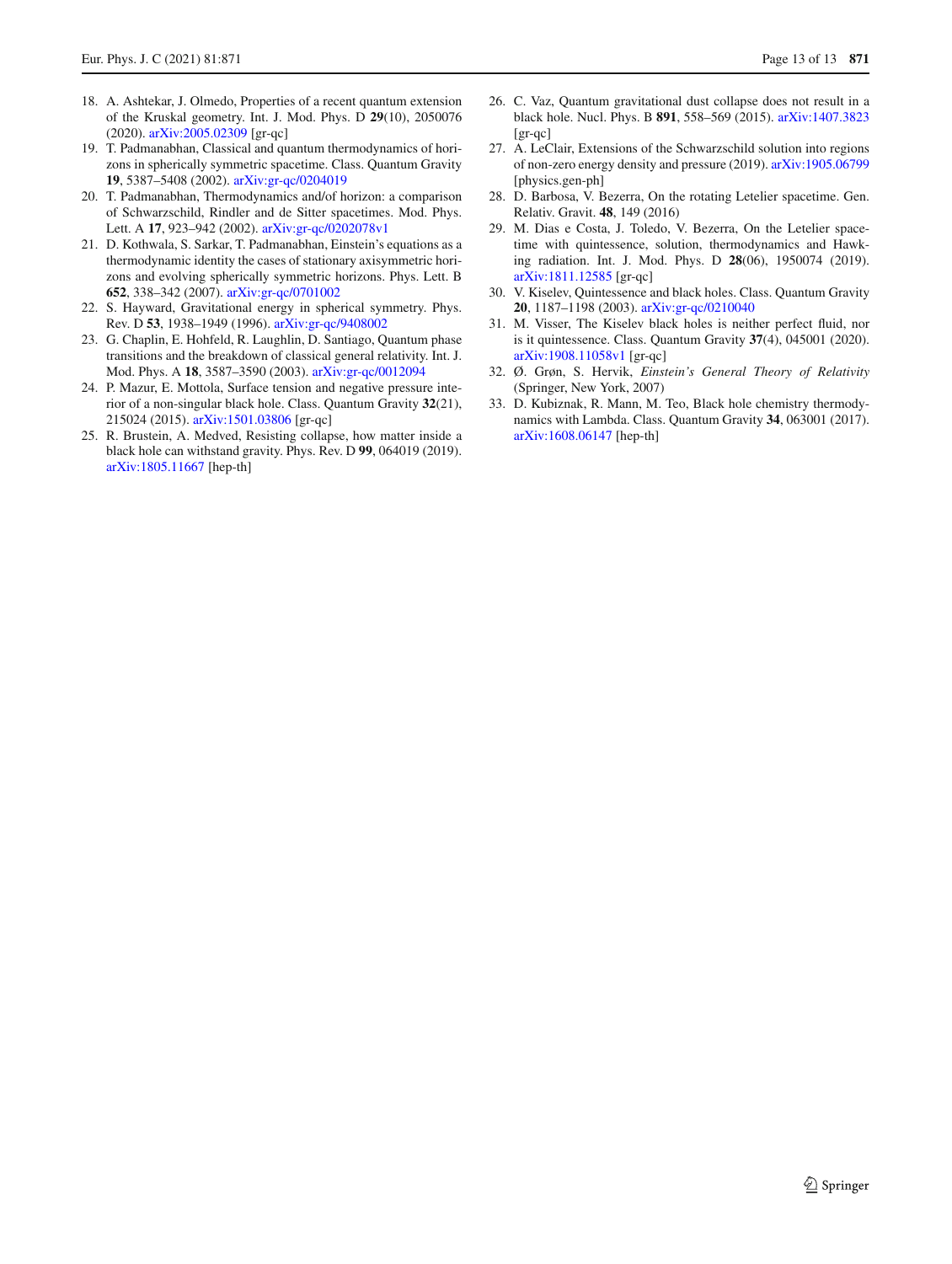18. A. Ashtekar, J. Olmedo, Properties of a recent quantum extension of the Kruskal geometry. Int. J. Mod. Phys. D **29**(10), 2050076 (2020). arXiv:2005.02309 [gr-qc]
19. T. Padmanabhan, Classical and quantum thermodynamics of horizons in spherically symmetric spacetime. Class. Quantum Gravity **19**, 5387–5408 (2002). arXiv:gr-qc/0204019
20. T. Padmanabhan, Thermodynamics and/of horizon: a comparison of Schwarzschild, Rindler and de Sitter spacetimes. Mod. Phys. Lett. A **17**, 923–942 (2002). arXiv:gr-qc/0202078v1
21. D. Kothwala, S. Sarkar, T. Padmanabhan, Einstein's equations as a thermodynamic identity the cases of stationary axisymmetric horizons and evolving spherically symmetric horizons. Phys. Lett. B **652**, 338–342 (2007). arXiv:gr-qc/0701002
22. S. Hayward, Gravitational energy in spherical symmetry. Phys. Rev. D **53**, 1938–1949 (1996). arXiv:gr-qc/9408002
23. G. Chaplin, E. Hohfeld, R. Laughlin, D. Santiago, Quantum phase transitions and the breakdown of classical general relativity. Int. J. Mod. Phys. A **18**, 3587–3590 (2003). arXiv:gr-qc/0012094
24. P. Mazur, E. Mottola, Surface tension and negative pressure interior of a non-singular black hole. Class. Quantum Gravity **32**(21), 215024 (2015). arXiv:1501.03806 [gr-qc]
25. R. Brustein, A. Medved, Resisting collapse, how matter inside a black hole can withstand gravity. Phys. Rev. D **99**, 064019 (2019). arXiv:1805.11667 [hep-th]
26. C. Vaz, Quantum gravitational dust collapse does not result in a black hole. Nucl. Phys. B **891**, 558–569 (2015). arXiv:1407.3823 [gr-qc]
27. A. LeClair, Extensions of the Schwarzschild solution into regions of non-zero energy density and pressure (2019). arXiv:1905.06799 [physics.gen-ph]
28. D. Barbosa, V. Bezerra, On the rotating Letelier spacetime. Gen. Relativ. Gravit. **48**, 149 (2016)
29. M. Dias e Costa, J. Toledo, V. Bezerra, On the Letelier spacetime with quintessence, solution, thermodynamics and Hawking radiation. Int. J. Mod. Phys. D **28**(06), 1950074 (2019). arXiv:1811.12585 [gr-qc]
30. V. Kiselev, Quintessence and black holes. Class. Quantum Gravity **20**, 1187–1198 (2003). arXiv:gr-qc/0210040
31. M. Visser, The Kiselev black holes is neither perfect fluid, nor is it quintessence. Class. Quantum Gravity **37**(4), 045001 (2020). arXiv:1908.11058v1 [gr-qc]
32. Ø. Grøn, S. Hervik, *Einstein's General Theory of Relativity* (Springer, New York, 2007)
33. D. Kubiznak, R. Mann, M. Teo, Black hole chemistry thermodynamics with Lambda. Class. Quantum Gravity **34**, 063001 (2017). arXiv:1608.06147 [hep-th]